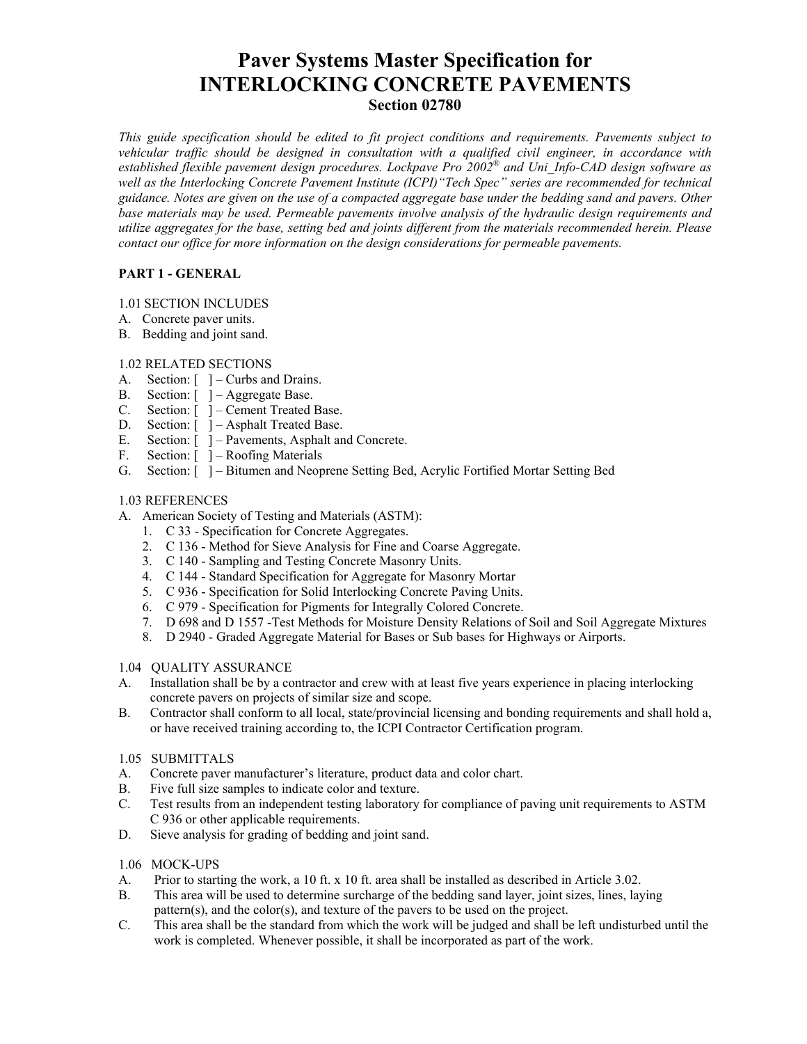# Paver Systems Master Specification for INTERLOCKING CONCRETE PAVEMENTS

**Section 02780**

*This guide specification should be edited to fit project conditions and requirements. Pavements subject to vehicular traffic should be designed in consultation with a qualified civil engineer, in accordance with established flexible pavement design procedures. Lockpave Pro 2002® and Uni_Info-CAD design software as well as the Interlocking Concrete Pavement Institute (ICPI)"Tech Spec" series are recommended for technical guidance. Notes are given on the use of a compacted aggregate base under the bedding sand and pavers. Other base materials may be used. Permeable pavements involve analysis of the hydraulic design requirements and utilize aggregates for the base, setting bed and joints different from the materials recommended herein. Please contact our office for more information on the design considerations for permeable pavements.*

## PART 1 - GENERAL

### 1.01 SECTION INCLUDES

A. Concrete paver units.
B. Bedding and joint sand.

### 1.02 RELATED SECTIONS

A. Section: [ ] – Curbs and Drains.
B. Section: [ ] – Aggregate Base.
C. Section: [ ] – Cement Treated Base.
D. Section: [ ] – Asphalt Treated Base.
E. Section: [ ] – Pavements, Asphalt and Concrete.
F. Section: [ ] – Roofing Materials
G. Section: [ ] – Bitumen and Neoprene Setting Bed, Acrylic Fortified Mortar Setting Bed

### 1.03 REFERENCES

A. American Society of Testing and Materials (ASTM):
   1. C 33 - Specification for Concrete Aggregates.
   2. C 136 - Method for Sieve Analysis for Fine and Coarse Aggregate.
   3. C 140 - Sampling and Testing Concrete Masonry Units.
   4. C 144 - Standard Specification for Aggregate for Masonry Mortar
   5. C 936 - Specification for Solid Interlocking Concrete Paving Units.
   6. C 979 - Specification for Pigments for Integrally Colored Concrete.
   7. D 698 and D 1557 -Test Methods for Moisture Density Relations of Soil and Soil Aggregate Mixtures
   8. D 2940 - Graded Aggregate Material for Bases or Sub bases for Highways or Airports.

### 1.04 QUALITY ASSURANCE

A. Installation shall be by a contractor and crew with at least five years experience in placing interlocking concrete pavers on projects of similar size and scope.
B. Contractor shall conform to all local, state/provincial licensing and bonding requirements and shall hold a, or have received training according to, the ICPI Contractor Certification program.

### 1.05 SUBMITTALS

A. Concrete paver manufacturer's literature, product data and color chart.
B. Five full size samples to indicate color and texture.
C. Test results from an independent testing laboratory for compliance of paving unit requirements to ASTM C 936 or other applicable requirements.
D. Sieve analysis for grading of bedding and joint sand.

### 1.06 MOCK-UPS

A. Prior to starting the work, a 10 ft. x 10 ft. area shall be installed as described in Article 3.02.
B. This area will be used to determine surcharge of the bedding sand layer, joint sizes, lines, laying pattern(s), and the color(s), and texture of the pavers to be used on the project.
C. This area shall be the standard from which the work will be judged and shall be left undisturbed until the work is completed. Whenever possible, it shall be incorporated as part of the work.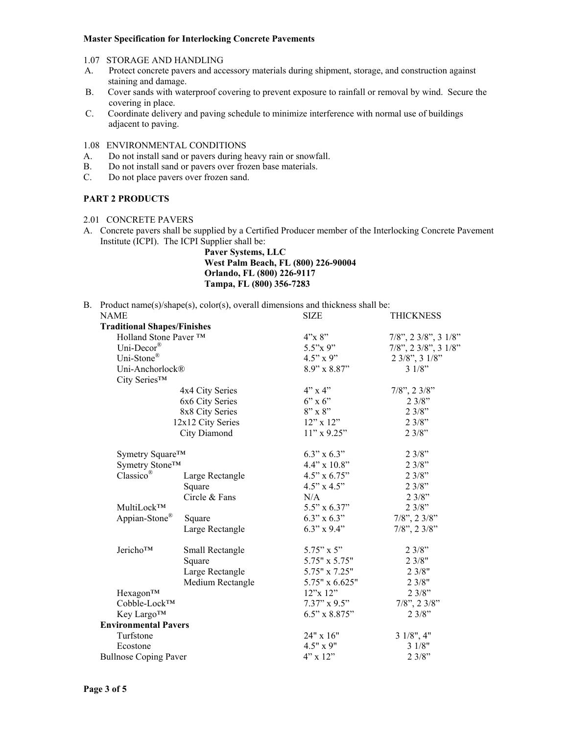1.07 STORAGE AND HANDLING

A. Protect concrete pavers and accessory materials during shipment, storage, and construction against staining and damage.

B. Cover sands with waterproof covering to prevent exposure to rainfall or removal by wind. Secure the covering in place.

C. Coordinate delivery and paving schedule to minimize interference with normal use of buildings adjacent to paving.

1.08 ENVIRONMENTAL CONDITIONS

A. Do not install sand or pavers during heavy rain or snowfall.

B. Do not install sand or pavers over frozen base materials.

C. Do not place pavers over frozen sand.

## PART 2 PRODUCTS

2.01 CONCRETE PAVERS

A. Concrete pavers shall be supplied by a Certified Producer member of the Interlocking Concrete Pavement Institute (ICPI). The ICPI Supplier shall be:

**Paver Systems, LLC**
**West Palm Beach, FL (800) 226-90004**
**Orlando, FL (800) 226-9117**
**Tampa, FL (800) 356-7283**

B. Product name(s)/shape(s), color(s), overall dimensions and thickness shall be:

| NAME | | SIZE | THICKNESS |
|---|---|---|---|
| **Traditional Shapes/Finishes** | | | |
| Holland Stone Paver ™ | | 4"x 8" | 7/8", 2 3/8", 3 1/8" |
| Uni-Decor® | | 5.5"x 9" | 7/8", 2 3/8", 3 1/8" |
| Uni-Stone® | | 4.5" x 9" | 2 3/8", 3 1/8" |
| Uni-Anchorlock® | | 8.9" x 8.87" | 3 1/8" |
| City Series™ | | | |
| | 4x4 City Series | 4" x 4" | 7/8", 2 3/8" |
| | 6x6 City Series | 6" x 6" | 2 3/8" |
| | 8x8 City Series | 8" x 8" | 2 3/8" |
| | 12x12 City Series | 12" x 12" | 2 3/8" |
| | City Diamond | 11" x 9.25" | 2 3/8" |
| Symetry Square™ | | 6.3" x 6.3" | 2 3/8" |
| Symetry Stone™ | | 4.4" x 10.8" | 2 3/8" |
| Classico® | Large Rectangle | 4.5" x 6.75" | 2 3/8" |
| | Square | 4.5" x 4.5" | 2 3/8" |
| | Circle & Fans | N/A | 2 3/8" |
| MultiLock™ | | 5.5" x 6.37" | 2 3/8" |
| Appian-Stone® | Square | 6.3" x 6.3" | 7/8", 2 3/8" |
| | Large Rectangle | 6.3" x 9.4" | 7/8", 2 3/8" |
| Jericho™ | Small Rectangle | 5.75" x 5" | 2 3/8" |
| | Square | 5.75" x 5.75" | 2 3/8" |
| | Large Rectangle | 5.75" x 7.25" | 2 3/8" |
| | Medium Rectangle | 5.75" x 6.625" | 2 3/8" |
| Hexagon™ | | 12"x 12" | 2 3/8" |
| Cobble-Lock™ | | 7.37" x 9.5" | 7/8", 2 3/8" |
| Key Largo™ | | 6.5" x 8.875" | 2 3/8" |
| **Environmental Pavers** | | | |
| Turfstone | | 24" x 16" | 3 1/8", 4" |
| Ecostone | | 4.5" x 9" | 3 1/8" |
| Bullnose Coping Paver | | 4" x 12" | 2 3/8" |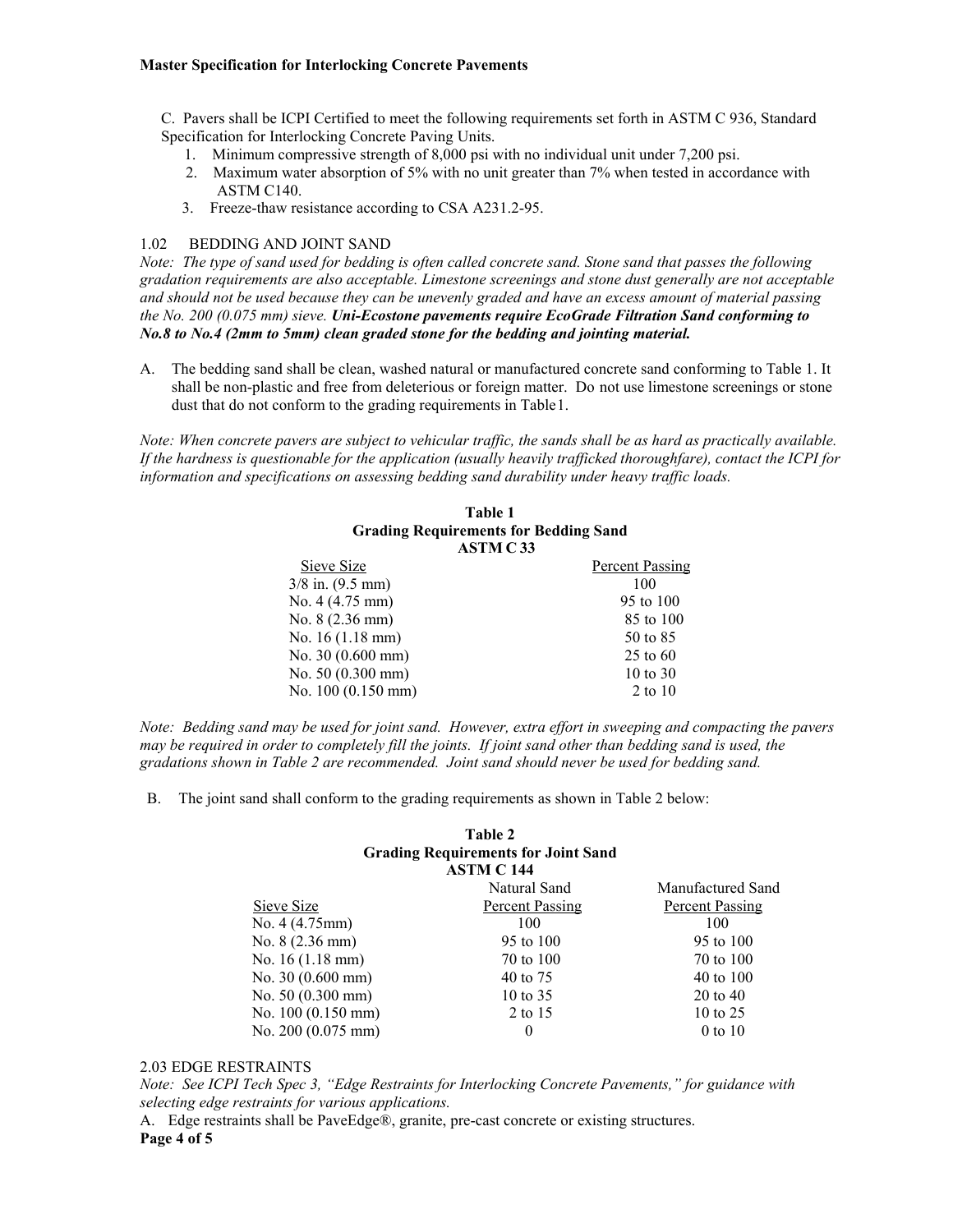C. Pavers shall be ICPI Certified to meet the following requirements set forth in ASTM C 936, Standard Specification for Interlocking Concrete Paving Units.

1. Minimum compressive strength of 8,000 psi with no individual unit under 7,200 psi.
2. Maximum water absorption of 5% with no unit greater than 7% when tested in accordance with ASTM C140.
3. Freeze-thaw resistance according to CSA A231.2-95.

1.02 BEDDING AND JOINT SAND

*Note: The type of sand used for bedding is often called concrete sand. Stone sand that passes the following gradation requirements are also acceptable. Limestone screenings and stone dust generally are not acceptable and should not be used because they can be unevenly graded and have an excess amount of material passing the No. 200 (0.075 mm) sieve.* ***Uni-Ecostone pavements require EcoGrade Filtration Sand conforming to No.8 to No.4 (2mm to 5mm) clean graded stone for the bedding and jointing material.***

A. The bedding sand shall be clean, washed natural or manufactured concrete sand conforming to Table 1. It shall be non-plastic and free from deleterious or foreign matter. Do not use limestone screenings or stone dust that do not conform to the grading requirements in Table1.

*Note: When concrete pavers are subject to vehicular traffic, the sands shall be as hard as practically available. If the hardness is questionable for the application (usually heavily trafficked thoroughfare), contact the ICPI for information and specifications on assessing bedding sand durability under heavy traffic loads.*

**Table 1**
**Grading Requirements for Bedding Sand**
**ASTM C 33**

| Sieve Size | Percent Passing |
|---|---|
| 3/8 in. (9.5 mm) | 100 |
| No. 4 (4.75 mm) | 95 to 100 |
| No. 8 (2.36 mm) | 85 to 100 |
| No. 16 (1.18 mm) | 50 to 85 |
| No. 30 (0.600 mm) | 25 to 60 |
| No. 50 (0.300 mm) | 10 to 30 |
| No. 100 (0.150 mm) | 2 to 10 |

*Note: Bedding sand may be used for joint sand. However, extra effort in sweeping and compacting the pavers may be required in order to completely fill the joints. If joint sand other than bedding sand is used, the gradations shown in Table 2 are recommended. Joint sand should never be used for bedding sand.*

B. The joint sand shall conform to the grading requirements as shown in Table 2 below:

**Table 2**
**Grading Requirements for Joint Sand**
**ASTM C 144**

| Sieve Size | Natural Sand Percent Passing | Manufactured Sand Percent Passing |
|---|---|---|
| No. 4 (4.75mm) | 100 | 100 |
| No. 8 (2.36 mm) | 95 to 100 | 95 to 100 |
| No. 16 (1.18 mm) | 70 to 100 | 70 to 100 |
| No. 30 (0.600 mm) | 40 to 75 | 40 to 100 |
| No. 50 (0.300 mm) | 10 to 35 | 20 to 40 |
| No. 100 (0.150 mm) | 2 to 15 | 10 to 25 |
| No. 200 (0.075 mm) | 0 | 0 to 10 |

2.03 EDGE RESTRAINTS

*Note: See ICPI Tech Spec 3, "Edge Restraints for Interlocking Concrete Pavements," for guidance with selecting edge restraints for various applications.*

A. Edge restraints shall be PaveEdge®, granite, pre-cast concrete or existing structures.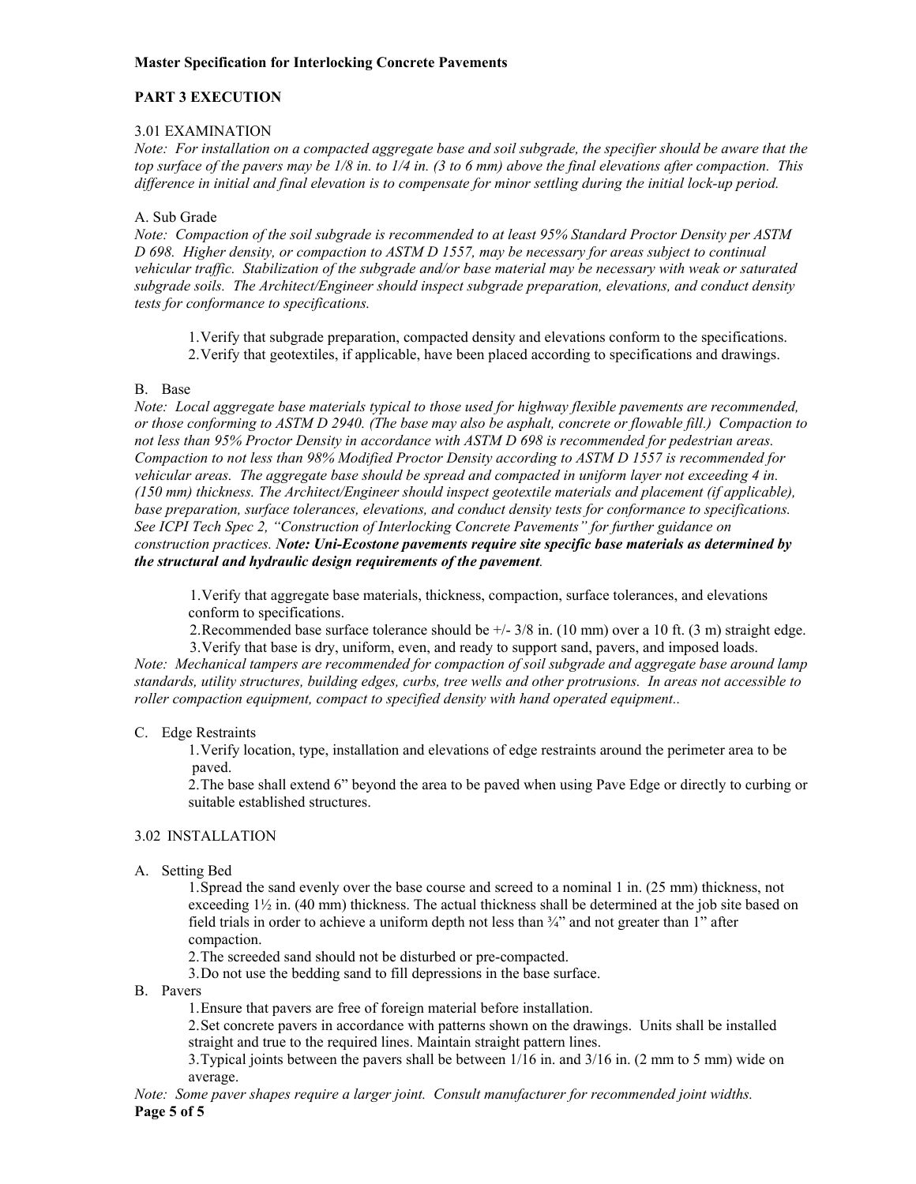**PART 3 EXECUTION**

3.01 EXAMINATION

*Note: For installation on a compacted aggregate base and soil subgrade, the specifier should be aware that the top surface of the pavers may be 1/8 in. to 1/4 in. (3 to 6 mm) above the final elevations after compaction. This difference in initial and final elevation is to compensate for minor settling during the initial lock-up period.*

A. Sub Grade

*Note: Compaction of the soil subgrade is recommended to at least 95% Standard Proctor Density per ASTM D 698. Higher density, or compaction to ASTM D 1557, may be necessary for areas subject to continual vehicular traffic. Stabilization of the subgrade and/or base material may be necessary with weak or saturated subgrade soils. The Architect/Engineer should inspect subgrade preparation, elevations, and conduct density tests for conformance to specifications.*

1. Verify that subgrade preparation, compacted density and elevations conform to the specifications.
2. Verify that geotextiles, if applicable, have been placed according to specifications and drawings.

B. Base

*Note: Local aggregate base materials typical to those used for highway flexible pavements are recommended, or those conforming to ASTM D 2940. (The base may also be asphalt, concrete or flowable fill.) Compaction to not less than 95% Proctor Density in accordance with ASTM D 698 is recommended for pedestrian areas. Compaction to not less than 98% Modified Proctor Density according to ASTM D 1557 is recommended for vehicular areas. The aggregate base should be spread and compacted in uniform layer not exceeding 4 in. (150 mm) thickness. The Architect/Engineer should inspect geotextile materials and placement (if applicable), base preparation, surface tolerances, elevations, and conduct density tests for conformance to specifications. See ICPI Tech Spec 2, "Construction of Interlocking Concrete Pavements" for further guidance on construction practices.* ***Note: Uni-Ecostone pavements require site specific base materials as determined by the structural and hydraulic design requirements of the pavement****.*

1. Verify that aggregate base materials, thickness, compaction, surface tolerances, and elevations conform to specifications.
2. Recommended base surface tolerance should be +/- 3/8 in. (10 mm) over a 10 ft. (3 m) straight edge.
3. Verify that base is dry, uniform, even, and ready to support sand, pavers, and imposed loads.

*Note: Mechanical tampers are recommended for compaction of soil subgrade and aggregate base around lamp standards, utility structures, building edges, curbs, tree wells and other protrusions. In areas not accessible to roller compaction equipment, compact to specified density with hand operated equipment..*

C. Edge Restraints

1. Verify location, type, installation and elevations of edge restraints around the perimeter area to be paved.
2. The base shall extend 6" beyond the area to be paved when using Pave Edge or directly to curbing or suitable established structures.

3.02 INSTALLATION

A. Setting Bed

1. Spread the sand evenly over the base course and screed to a nominal 1 in. (25 mm) thickness, not exceeding 1½ in. (40 mm) thickness. The actual thickness shall be determined at the job site based on field trials in order to achieve a uniform depth not less than ¾" and not greater than 1" after compaction.
2. The screeded sand should not be disturbed or pre-compacted.
3. Do not use the bedding sand to fill depressions in the base surface.

B. Pavers

1. Ensure that pavers are free of foreign material before installation.
2. Set concrete pavers in accordance with patterns shown on the drawings. Units shall be installed straight and true to the required lines. Maintain straight pattern lines.
3. Typical joints between the pavers shall be between 1/16 in. and 3/16 in. (2 mm to 5 mm) wide on average.

*Note: Some paver shapes require a larger joint. Consult manufacturer for recommended joint widths.*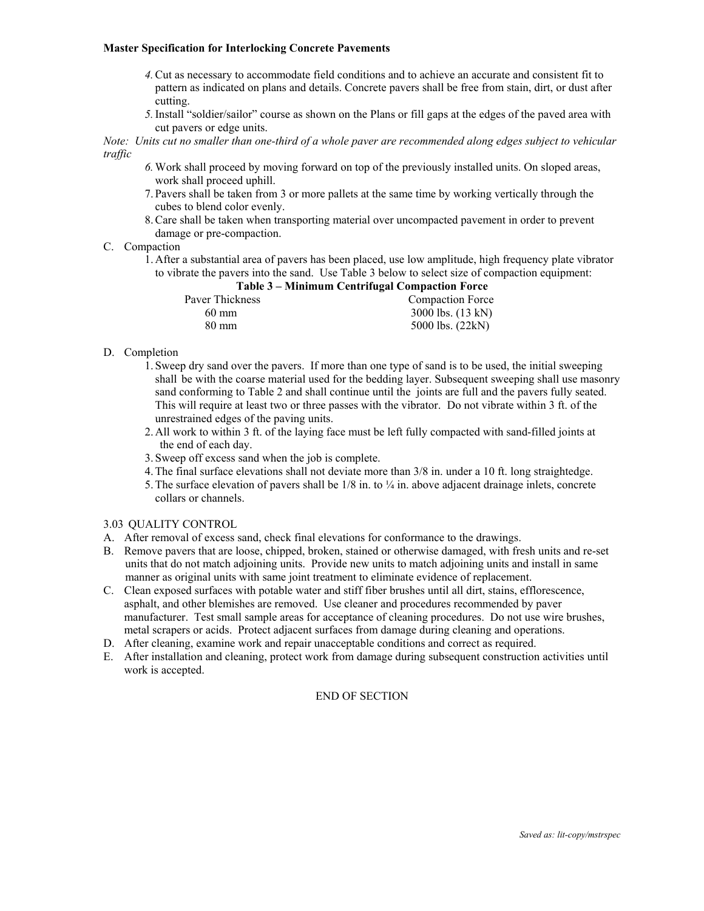4. Cut as necessary to accommodate field conditions and to achieve an accurate and consistent fit to pattern as indicated on plans and details. Concrete pavers shall be free from stain, dirt, or dust after cutting.
5. Install "soldier/sailor" course as shown on the Plans or fill gaps at the edges of the paved area with cut pavers or edge units.

*Note: Units cut no smaller than one-third of a whole paver are recommended along edges subject to vehicular traffic*

6. Work shall proceed by moving forward on top of the previously installed units. On sloped areas, work shall proceed uphill.
7. Pavers shall be taken from 3 or more pallets at the same time by working vertically through the cubes to blend color evenly.
8. Care shall be taken when transporting material over uncompacted pavement in order to prevent damage or pre-compaction.

C. Compaction

1. After a substantial area of pavers has been placed, use low amplitude, high frequency plate vibrator to vibrate the pavers into the sand. Use Table 3 below to select size of compaction equipment:

**Table 3 – Minimum Centrifugal Compaction Force**

| Paver Thickness | Compaction Force |
|---|---|
| 60 mm | 3000 lbs. (13 kN) |
| 80 mm | 5000 lbs. (22kN) |

D. Completion

1. Sweep dry sand over the pavers. If more than one type of sand is to be used, the initial sweeping shall be with the coarse material used for the bedding layer. Subsequent sweeping shall use masonry sand conforming to Table 2 and shall continue until the joints are full and the pavers fully seated. This will require at least two or three passes with the vibrator. Do not vibrate within 3 ft. of the unrestrained edges of the paving units.
2. All work to within 3 ft. of the laying face must be left fully compacted with sand-filled joints at the end of each day.
3. Sweep off excess sand when the job is complete.
4. The final surface elevations shall not deviate more than 3/8 in. under a 10 ft. long straightedge.
5. The surface elevation of pavers shall be 1/8 in. to ¼ in. above adjacent drainage inlets, concrete collars or channels.

3.03 QUALITY CONTROL

A. After removal of excess sand, check final elevations for conformance to the drawings.
B. Remove pavers that are loose, chipped, broken, stained or otherwise damaged, with fresh units and re-set units that do not match adjoining units. Provide new units to match adjoining units and install in same manner as original units with same joint treatment to eliminate evidence of replacement.
C. Clean exposed surfaces with potable water and stiff fiber brushes until all dirt, stains, efflorescence, asphalt, and other blemishes are removed. Use cleaner and procedures recommended by paver manufacturer. Test small sample areas for acceptance of cleaning procedures. Do not use wire brushes, metal scrapers or acids. Protect adjacent surfaces from damage during cleaning and operations.
D. After cleaning, examine work and repair unacceptable conditions and correct as required.
E. After installation and cleaning, protect work from damage during subsequent construction activities until work is accepted.

END OF SECTION

*Saved as: lit-copy/mstrspec*